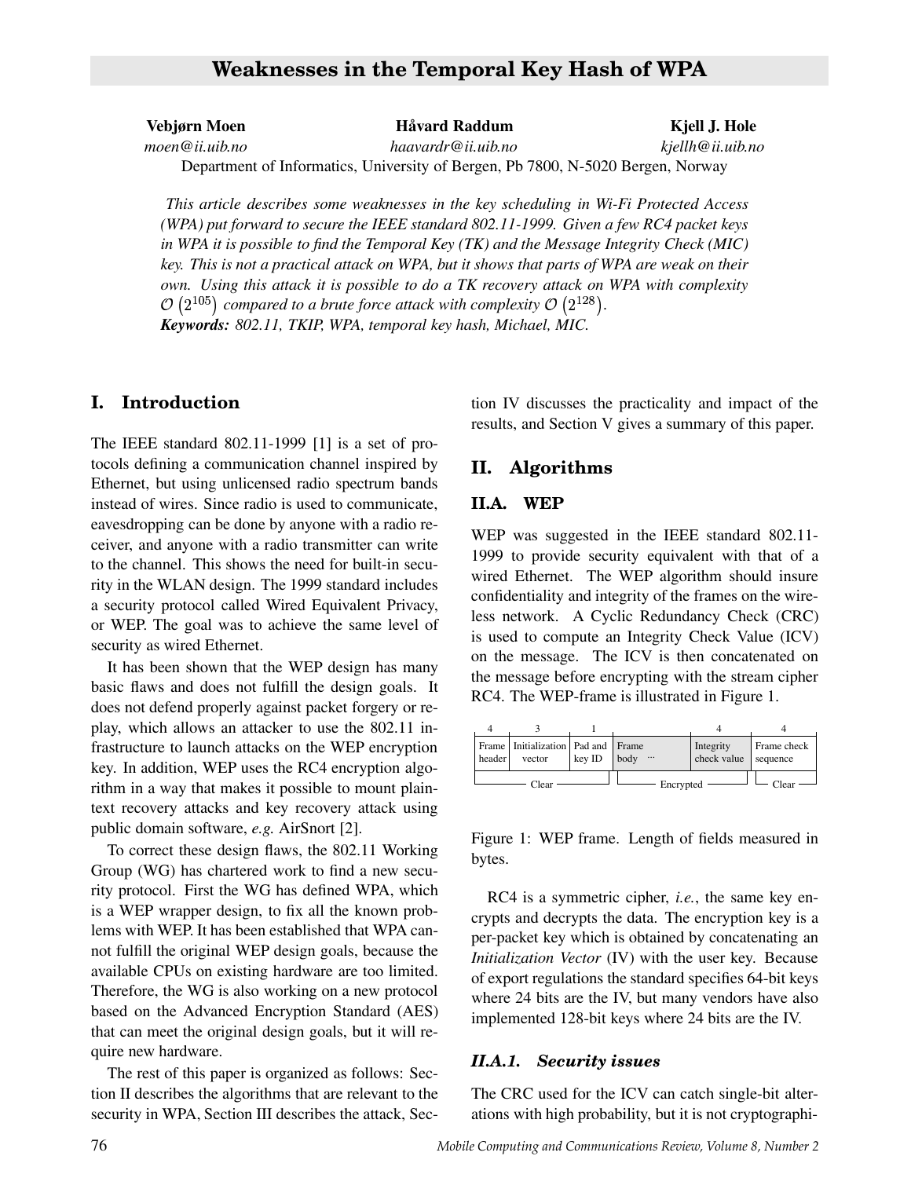# Weaknesses in the Temporal Key Hash of WPA

**Vebjørn Moen** — *moen@ii.uib.no*
**Håvard Raddum** — *haavardr@ii.uib.no*
**Kjell J. Hole** — *kjellh@ii.uib.no*

Department of Informatics, University of Bergen, Pb 7800, N-5020 Bergen, Norway

*This article describes some weaknesses in the key scheduling in Wi-Fi Protected Access (WPA) put forward to secure the IEEE standard 802.11-1999. Given a few RC4 packet keys in WPA it is possible to find the Temporal Key (TK) and the Message Integrity Check (MIC) key. This is not a practical attack on WPA, but it shows that parts of WPA are weak on their own. Using this attack it is possible to do a TK recovery attack on WPA with complexity $\mathcal{O}\left(2^{105}\right)$ compared to a brute force attack with complexity $\mathcal{O}\left(2^{128}\right)$.*

***Keywords:*** *802.11, TKIP, WPA, temporal key hash, Michael, MIC.*

## I. Introduction

The IEEE standard 802.11-1999 [1] is a set of protocols defining a communication channel inspired by Ethernet, but using unlicensed radio spectrum bands instead of wires. Since radio is used to communicate, eavesdropping can be done by anyone with a radio receiver, and anyone with a radio transmitter can write to the channel. This shows the need for built-in security in the WLAN design. The 1999 standard includes a security protocol called Wired Equivalent Privacy, or WEP. The goal was to achieve the same level of security as wired Ethernet.

It has been shown that the WEP design has many basic flaws and does not fulfill the design goals. It does not defend properly against packet forgery or replay, which allows an attacker to use the 802.11 infrastructure to launch attacks on the WEP encryption key. In addition, WEP uses the RC4 encryption algorithm in a way that makes it possible to mount plaintext recovery attacks and key recovery attack using public domain software, *e.g.* AirSnort [2].

To correct these design flaws, the 802.11 Working Group (WG) has chartered work to find a new security protocol. First the WG has defined WPA, which is a WEP wrapper design, to fix all the known problems with WEP. It has been established that WPA cannot fulfill the original WEP design goals, because the available CPUs on existing hardware are too limited. Therefore, the WG is also working on a new protocol based on the Advanced Encryption Standard (AES) that can meet the original design goals, but it will require new hardware.

The rest of this paper is organized as follows: Section II describes the algorithms that are relevant to the security in WPA, Section III describes the attack, Section IV discusses the practicality and impact of the results, and Section V gives a summary of this paper.

## II. Algorithms

### II.A. WEP

WEP was suggested in the IEEE standard 802.11-1999 to provide security equivalent with that of a wired Ethernet. The WEP algorithm should insure confidentiality and integrity of the frames on the wireless network. A Cyclic Redundancy Check (CRC) is used to compute an Integrity Check Value (ICV) on the message. The ICV is then concatenated on the message before encrypting with the stream cipher RC4. The WEP-frame is illustrated in Figure 1.

| 4 | 3 | 1 | | 4 | 4 |
|---|---|---|---|---|---|
| Frame header | Initialization vector | Pad and key ID | Frame body ... | Integrity check value | Frame check sequence |
| Clear | | | Encrypted | | Clear |

Figure 1: WEP frame. Length of fields measured in bytes.

RC4 is a symmetric cipher, *i.e.*, the same key encrypts and decrypts the data. The encryption key is a per-packet key which is obtained by concatenating an *Initialization Vector* (IV) with the user key. Because of export regulations the standard specifies 64-bit keys where 24 bits are the IV, but many vendors have also implemented 128-bit keys where 24 bits are the IV.

#### II.A.1. Security issues

The CRC used for the ICV can catch single-bit alterations with high probability, but it is not cryptographi-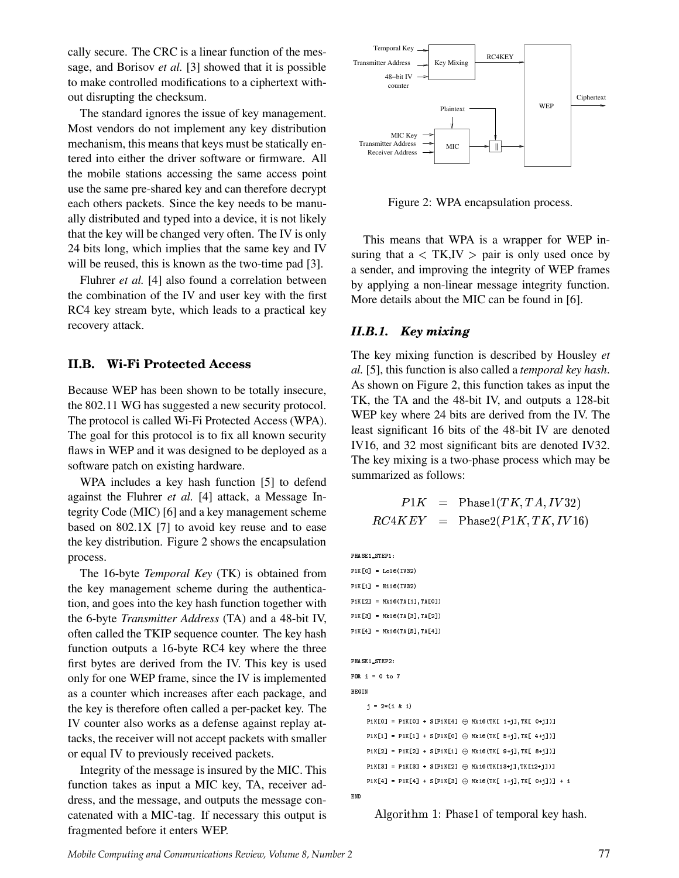cally secure. The CRC is a linear function of the message, and Borisov *et al.* [3] showed that it is possible to make controlled modifications to a ciphertext without disrupting the checksum.

The standard ignores the issue of key management. Most vendors do not implement any key distribution mechanism, this means that keys must be statically entered into either the driver software or firmware. All the mobile stations accessing the same access point use the same pre-shared key and can therefore decrypt each others packets. Since the key needs to be manually distributed and typed into a device, it is not likely that the key will be changed very often. The IV is only 24 bits long, which implies that the same key and IV will be reused, this is known as the two-time pad [3].

Fluhrer *et al.* [4] also found a correlation between the combination of the IV and user key with the first RC4 key stream byte, which leads to a practical key recovery attack.

## II.B. Wi-Fi Protected Access

Because WEP has been shown to be totally insecure, the 802.11 WG has suggested a new security protocol. The protocol is called Wi-Fi Protected Access (WPA). The goal for this protocol is to fix all known security flaws in WEP and it was designed to be deployed as a software patch on existing hardware.

WPA includes a key hash function [5] to defend against the Fluhrer *et al.* [4] attack, a Message Integrity Code (MIC) [6] and a key management scheme based on 802.1X [7] to avoid key reuse and to ease the key distribution. Figure 2 shows the encapsulation process.

The 16-byte *Temporal Key* (TK) is obtained from the key management scheme during the authentication, and goes into the key hash function together with the 6-byte *Transmitter Address* (TA) and a 48-bit IV, often called the TKIP sequence counter. The key hash function outputs a 16-byte RC4 key where the three first bytes are derived from the IV. This key is used only for one WEP frame, since the IV is implemented as a counter which increases after each package, and the key is therefore often called a per-packet key. The IV counter also works as a defense against replay attacks, the receiver will not accept packets with smaller or equal IV to previously received packets.

Integrity of the message is insured by the MIC. This function takes as input a MIC key, TA, receiver address, and the message, and outputs the message concatenated with a MIC-tag. If necessary this output is fragmented before it enters WEP.

Figure 2: WPA encapsulation process.

This means that WPA is a wrapper for WEP insuring that a $<$ TK,IV $>$ pair is only used once by a sender, and improving the integrity of WEP frames by applying a non-linear message integrity function. More details about the MIC can be found in [6].

### II.B.1. Key mixing

The key mixing function is described by Housley *et al.* [5], this function is also called a *temporal key hash*. As shown on Figure 2, this function takes as input the TK, the TA and the 48-bit IV, and outputs a 128-bit WEP key where 24 bits are derived from the IV. The least significant 16 bits of the 48-bit IV are denoted IV16, and 32 most significant bits are denoted IV32. The key mixing is a two-phase process which may be summarized as follows:

$$
\begin{aligned}
P1K &= \text{Phase1}(TK, TA, IV32) \\
RC4KEY &= \text{Phase2}(P1K, TK, IV16)
\end{aligned}
$$

```
PHASE1_STEP1:
P1K[0] = Lo16(IV32)
P1K[1] = Hi16(IV32)
P1K[2] = Mk16(TA[1],TA[0])
P1K[3] = Mk16(TA[3],TA[2])
P1K[4] = Mk16(TA[5],TA[4])

PHASE1_STEP2:
FOR i = 0 to 7
BEGIN
    j = 2*(i & 1)
    P1K[0] = P1K[0] + S[P1K[4] ⊕ Mk16(TK[ 1+j],TK[ 0+j])]
    P1K[1] = P1K[1] + S[P1K[0] ⊕ Mk16(TK[ 5+j],TK[ 4+j])]
    P1K[2] = P1K[2] + S[P1K[1] ⊕ Mk16(TK[ 9+j],TK[ 8+j])]
    P1K[3] = P1K[3] + S[P1K[2] ⊕ Mk16(TK[13+j],TK[12+j])]
    P1K[4] = P1K[4] + S[P1K[3] ⊕ Mk16(TK[ 1+j],TK[ 0+j])] + i
END
```

Algorithm 1: Phase1 of temporal key hash.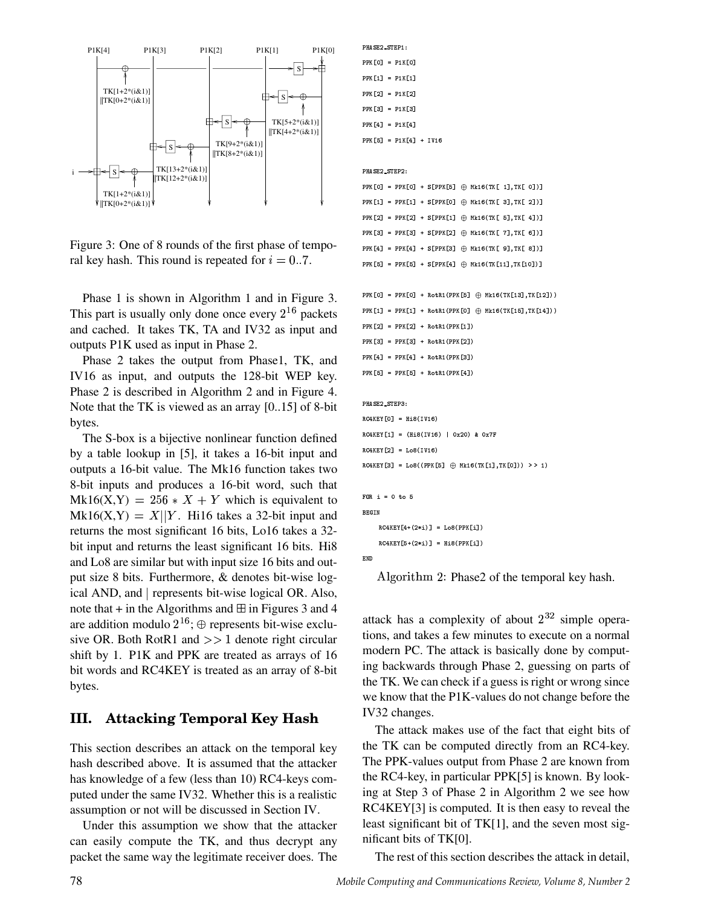Figure 3: One of 8 rounds of the first phase of temporal key hash. This round is repeated for $i = 0..7$.

Phase 1 is shown in Algorithm 1 and in Figure 3. This part is usually only done once every $2^{16}$ packets and cached. It takes TK, TA and IV32 as input and outputs P1K used as input in Phase 2.

Phase 2 takes the output from Phase1, TK, and IV16 as input, and outputs the 128-bit WEP key. Phase 2 is described in Algorithm 2 and in Figure 4. Note that the TK is viewed as an array [0..15] of 8-bit bytes.

The S-box is a bijective nonlinear function defined by a table lookup in [5], it takes a 16-bit input and outputs a 16-bit value. The Mk16 function takes two 8-bit inputs and produces a 16-bit word, such that $\text{Mk16}(X,Y) = 256 * X + Y$ which is equivalent to $\text{Mk16}(X,Y) = X||Y$. Hi16 takes a 32-bit input and returns the most significant 16 bits, Lo16 takes a 32-bit input and returns the least significant 16 bits. Hi8 and Lo8 are similar but with input size 16 bits and output size 8 bits. Furthermore, & denotes bit-wise logical AND, and | represents bit-wise logical OR. Also, note that + in the Algorithms and $\boxplus$ in Figures 3 and 4 are addition modulo $2^{16}$; $\oplus$ represents bit-wise exclusive OR. Both RotR1 and $>> 1$ denote right circular shift by 1. P1K and PPK are treated as arrays of 16 bit words and RC4KEY is treated as an array of 8-bit bytes.

```
PHASE2_STEP1:
PPK[0] = P1K[0]
PPK[1] = P1K[1]
PPK[2] = P1K[2]
PPK[3] = P1K[3]
PPK[4] = P1K[4]
PPK[5] = P1K[4] + IV16

PHASE2_STEP2:
PPK[0] = PPK[0] + S[PPK[5] ⊕ Mk16(TK[ 1],TK[ 0])]
PPK[1] = PPK[1] + S[PPK[0] ⊕ Mk16(TK[ 3],TK[ 2])]
PPK[2] = PPK[2] + S[PPK[1] ⊕ Mk16(TK[ 5],TK[ 4])]
PPK[3] = PPK[3] + S[PPK[2] ⊕ Mk16(TK[ 7],TK[ 6])]
PPK[4] = PPK[4] + S[PPK[3] ⊕ Mk16(TK[ 9],TK[ 8])]
PPK[5] = PPK[5] + S[PPK[4] ⊕ Mk16(TK[11],TK[10])]

PPK[0] = PPK[0] + RotR1(PPK[5] ⊕ Mk16(TK[13],TK[12]))
PPK[1] = PPK[1] + RotR1(PPK[0] ⊕ Mk16(TK[15],TK[14]))
PPK[2] = PPK[2] + RotR1(PPK[1])
PPK[3] = PPK[3] + RotR1(PPK[2])
PPK[4] = PPK[4] + RotR1(PPK[3])
PPK[5] = PPK[5] + RotR1(PPK[4])

PHASE2_STEP3:
RC4KEY[0] = Hi8(IV16)
RC4KEY[1] = (Hi8(IV16) | 0x20) & 0x7F
RC4KEY[2] = Lo8(IV16)
RC4KEY[3] = Lo8((PPK[5] ⊕ Mk16(TK[1],TK[0])) >> 1)

FOR i = 0 to 5
BEGIN
    RC4KEY[4+(2*i)] = Lo8(PPK[i])
    RC4KEY[5+(2*i)] = Hi8(PPK[i])
END
```

Algorithm 2: Phase2 of the temporal key hash.

## III. Attacking Temporal Key Hash

This section describes an attack on the temporal key hash described above. It is assumed that the attacker has knowledge of a few (less than 10) RC4-keys computed under the same IV32. Whether this is a realistic assumption or not will be discussed in Section IV.

Under this assumption we show that the attacker can easily compute the TK, and thus decrypt any packet the same way the legitimate receiver does. The attack has a complexity of about $2^{32}$ simple operations, and takes a few minutes to execute on a normal modern PC. The attack is basically done by computing backwards through Phase 2, guessing on parts of the TK. We can check if a guess is right or wrong since we know that the P1K-values do not change before the IV32 changes.

The attack makes use of the fact that eight bits of the TK can be computed directly from an RC4-key. The PPK-values output from Phase 2 are known from the RC4-key, in particular PPK[5] is known. By looking at Step 3 of Phase 2 in Algorithm 2 we see how RC4KEY[3] is computed. It is then easy to reveal the least significant bit of TK[1], and the seven most significant bits of TK[0].

The rest of this section describes the attack in detail,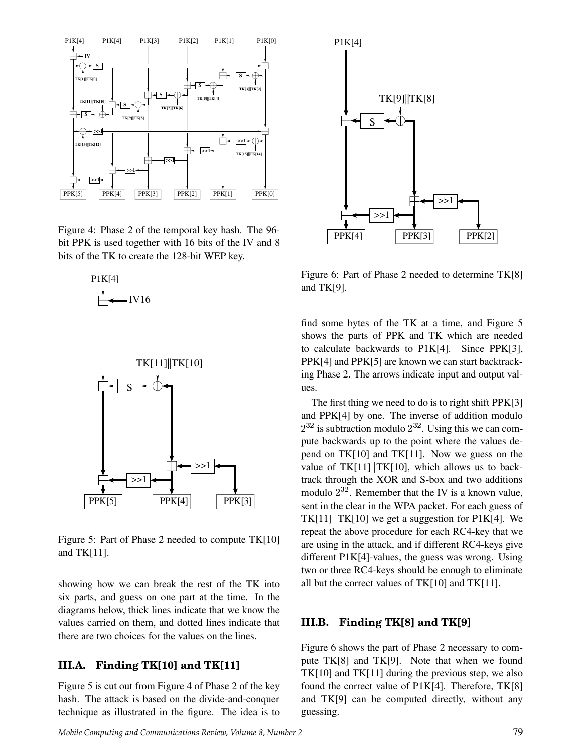Figure 4: Phase 2 of the temporal key hash. The 96-bit PPK is used together with 16 bits of the IV and 8 bits of the TK to create the 128-bit WEP key.

Figure 5: Part of Phase 2 needed to compute TK[10] and TK[11].

showing how we can break the rest of the TK into six parts, and guess on one part at the time. In the diagrams below, thick lines indicate that we know the values carried on them, and dotted lines indicate that there are two choices for the values on the lines.

### III.A. Finding TK[10] and TK[11]

Figure 5 is cut out from Figure 4 of Phase 2 of the key hash. The attack is based on the divide-and-conquer technique as illustrated in the figure. The idea is to find some bytes of the TK at a time, and Figure 5 shows the parts of PPK and TK which are needed to calculate backwards to P1K[4]. Since PPK[3], PPK[4] and PPK[5] are known we can start backtracking Phase 2. The arrows indicate input and output values.

The first thing we need to do is to right shift PPK[3] and PPK[4] by one. The inverse of addition modulo $2^{32}$ is subtraction modulo $2^{32}$. Using this we can compute backwards up to the point where the values depend on TK[10] and TK[11]. Now we guess on the value of TK[11]||TK[10], which allows us to backtrack through the XOR and S-box and two additions modulo $2^{32}$. Remember that the IV is a known value, sent in the clear in the WPA packet. For each guess of TK[11]||TK[10] we get a suggestion for P1K[4]. We repeat the above procedure for each RC4-key that we are using in the attack, and if different RC4-keys give different P1K[4]-values, the guess was wrong. Using two or three RC4-keys should be enough to eliminate all but the correct values of TK[10] and TK[11].

Figure 6: Part of Phase 2 needed to determine TK[8] and TK[9].

### III.B. Finding TK[8] and TK[9]

Figure 6 shows the part of Phase 2 necessary to compute TK[8] and TK[9]. Note that when we found TK[10] and TK[11] during the previous step, we also found the correct value of P1K[4]. Therefore, TK[8] and TK[9] can be computed directly, without any guessing.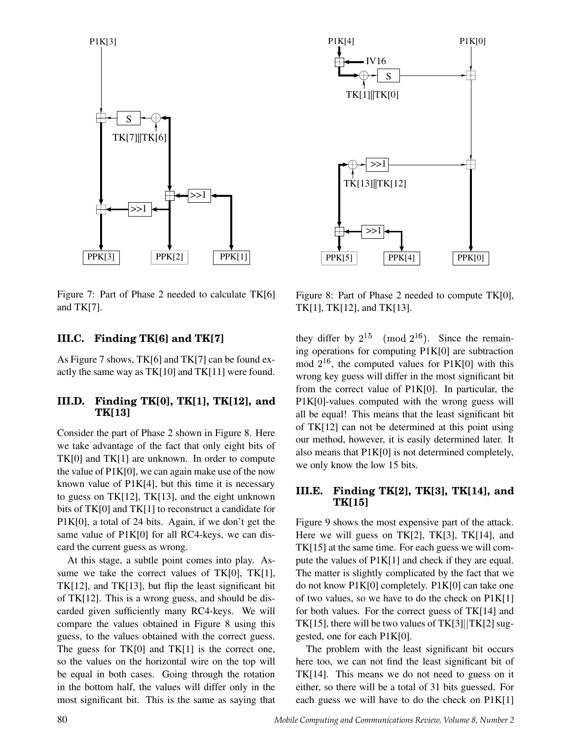Figure 7: Part of Phase 2 needed to calculate TK[6] and TK[7].

Figure 8: Part of Phase 2 needed to compute TK[0], TK[1], TK[12], and TK[13].

### III.C. Finding TK[6] and TK[7]

As Figure 7 shows, TK[6] and TK[7] can be found exactly the same way as TK[10] and TK[11] were found.

### III.D. Finding TK[0], TK[1], TK[12], and TK[13]

Consider the part of Phase 2 shown in Figure 8. Here we take advantage of the fact that only eight bits of TK[0] and TK[1] are unknown. In order to compute the value of P1K[0], we can again make use of the now known value of P1K[4], but this time it is necessary to guess on TK[12], TK[13], and the eight unknown bits of TK[0] and TK[1] to reconstruct a candidate for P1K[0], a total of 24 bits. Again, if we don't get the same value of P1K[0] for all RC4-keys, we can discard the current guess as wrong.

At this stage, a subtle point comes into play. Assume we take the correct values of TK[0], TK[1], TK[12], and TK[13], but flip the least significant bit of TK[12]. This is a wrong guess, and should be discarded given sufficiently many RC4-keys. We will compare the values obtained in Figure 8 using this guess, to the values obtained with the correct guess. The guess for TK[0] and TK[1] is the correct one, so the values on the horizontal wire on the top will be equal in both cases. Going through the rotation in the bottom half, the values will differ only in the most significant bit. This is the same as saying that they differ by $2^{15} \pmod{2^{16}}$. Since the remaining operations for computing P1K[0] are subtraction mod $2^{16}$, the computed values for P1K[0] with this wrong key guess will differ in the most significant bit from the correct value of P1K[0]. In particular, the P1K[0]-values computed with the wrong guess will all be equal! This means that the least significant bit of TK[12] can not be determined at this point using our method, however, it is easily determined later. It also means that P1K[0] is not determined completely, we only know the low 15 bits.

### III.E. Finding TK[2], TK[3], TK[14], and TK[15]

Figure 9 shows the most expensive part of the attack. Here we will guess on TK[2], TK[3], TK[14], and TK[15] at the same time. For each guess we will compute the values of P1K[1] and check if they are equal. The matter is slightly complicated by the fact that we do not know P1K[0] completely. P1K[0] can take one of two values, so we have to do the check on P1K[1] for both values. For the correct guess of TK[14] and TK[15], there will be two values of TK[3]||TK[2] suggested, one for each P1K[0].

The problem with the least significant bit occurs here too, we can not find the least significant bit of TK[14]. This means we do not need to guess on it either, so there will be a total of 31 bits guessed. For each guess we will have to do the check on P1K[1]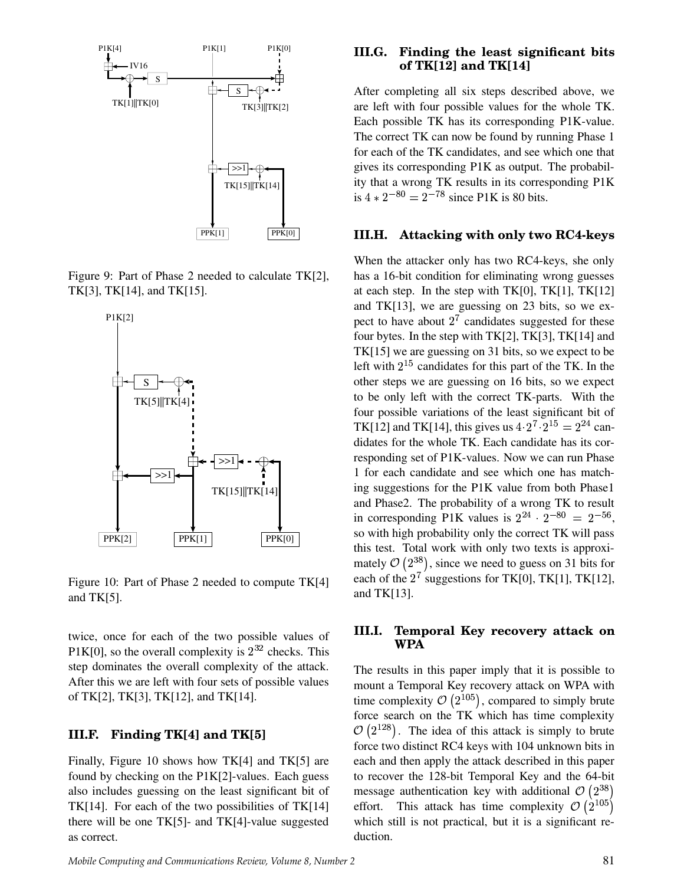Figure 9: Part of Phase 2 needed to calculate TK[2], TK[3], TK[14], and TK[15].

Figure 10: Part of Phase 2 needed to compute TK[4] and TK[5].

twice, once for each of the two possible values of P1K[0], so the overall complexity is $2^{32}$ checks. This step dominates the overall complexity of the attack. After this we are left with four sets of possible values of TK[2], TK[3], TK[12], and TK[14].

### III.F. Finding TK[4] and TK[5]

Finally, Figure 10 shows how TK[4] and TK[5] are found by checking on the P1K[2]-values. Each guess also includes guessing on the least significant bit of TK[14]. For each of the two possibilities of TK[14] there will be one TK[5]- and TK[4]-value suggested as correct.

### III.G. Finding the least significant bits of TK[12] and TK[14]

After completing all six steps described above, we are left with four possible values for the whole TK. Each possible TK has its corresponding P1K-value. The correct TK can now be found by running Phase 1 for each of the TK candidates, and see which one that gives its corresponding P1K as output. The probability that a wrong TK results in its corresponding P1K is $4 * 2^{-80} = 2^{-78}$ since P1K is 80 bits.

### III.H. Attacking with only two RC4-keys

When the attacker only has two RC4-keys, she only has a 16-bit condition for eliminating wrong guesses at each step. In the step with TK[0], TK[1], TK[12] and TK[13], we are guessing on 23 bits, so we expect to have about $2^7$ candidates suggested for these four bytes. In the step with TK[2], TK[3], TK[14] and TK[15] we are guessing on 31 bits, so we expect to be left with $2^{15}$ candidates for this part of the TK. In the other steps we are guessing on 16 bits, so we expect to be only left with the correct TK-parts. With the four possible variations of the least significant bit of TK[12] and TK[14], this gives us $4 \cdot 2^7 \cdot 2^{15} = 2^{24}$ candidates for the whole TK. Each candidate has its corresponding set of P1K-values. Now we can run Phase 1 for each candidate and see which one has matching suggestions for the P1K value from both Phase1 and Phase2. The probability of a wrong TK to result in corresponding P1K values is $2^{24} \cdot 2^{-80} = 2^{-56}$, so with high probability only the correct TK will pass this test. Total work with only two texts is approximately $\mathcal{O}\left(2^{38}\right)$, since we need to guess on 31 bits for each of the $2^7$ suggestions for TK[0], TK[1], TK[12], and TK[13].

### III.I. Temporal Key recovery attack on WPA

The results in this paper imply that it is possible to mount a Temporal Key recovery attack on WPA with time complexity $\mathcal{O}\left(2^{105}\right)$, compared to simply brute force search on the TK which has time complexity $\mathcal{O}\left(2^{128}\right)$. The idea of this attack is simply to brute force two distinct RC4 keys with 104 unknown bits in each and then apply the attack described in this paper to recover the 128-bit Temporal Key and the 64-bit message authentication key with additional $\mathcal{O}\left(2^{38}\right)$ effort. This attack has time complexity $\mathcal{O}\left(2^{105}\right)$ which still is not practical, but it is a significant reduction.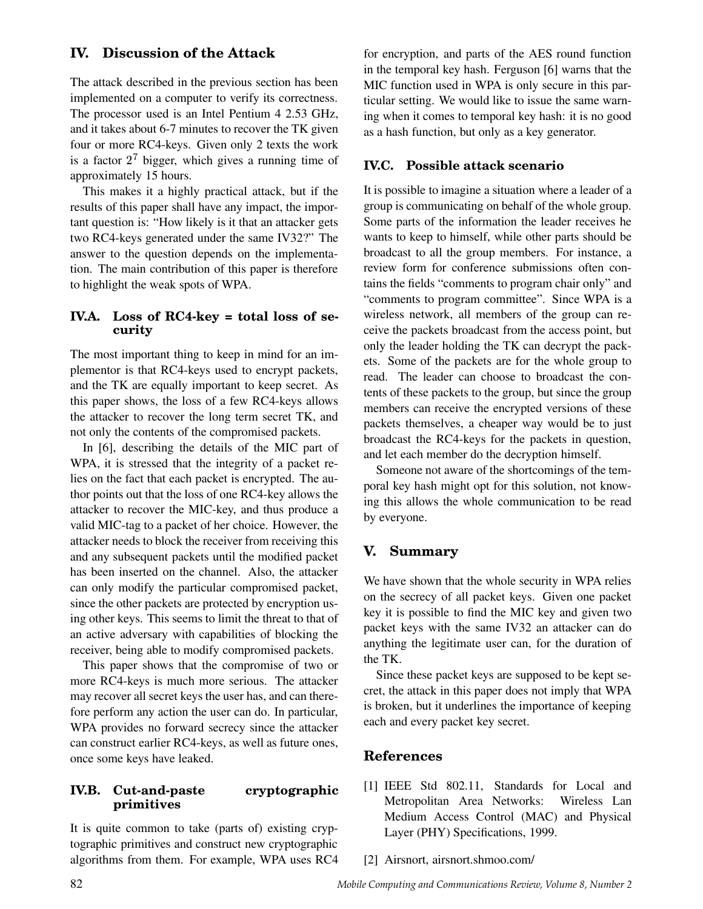## IV. Discussion of the Attack

The attack described in the previous section has been implemented on a computer to verify its correctness. The processor used is an Intel Pentium 4 2.53 GHz, and it takes about 6-7 minutes to recover the TK given four or more RC4-keys. Given only 2 texts the work is a factor $2^7$ bigger, which gives a running time of approximately 15 hours.

This makes it a highly practical attack, but if the results of this paper shall have any impact, the important question is: "How likely is it that an attacker gets two RC4-keys generated under the same IV32?" The answer to the question depends on the implementation. The main contribution of this paper is therefore to highlight the weak spots of WPA.

### IV.A. Loss of RC4-key = total loss of security

The most important thing to keep in mind for an implementor is that RC4-keys used to encrypt packets, and the TK are equally important to keep secret. As this paper shows, the loss of a few RC4-keys allows the attacker to recover the long term secret TK, and not only the contents of the compromised packets.

In [6], describing the details of the MIC part of WPA, it is stressed that the integrity of a packet relies on the fact that each packet is encrypted. The author points out that the loss of one RC4-key allows the attacker to recover the MIC-key, and thus produce a valid MIC-tag to a packet of her choice. However, the attacker needs to block the receiver from receiving this and any subsequent packets until the modified packet has been inserted on the channel. Also, the attacker can only modify the particular compromised packet, since the other packets are protected by encryption using other keys. This seems to limit the threat to that of an active adversary with capabilities of blocking the receiver, being able to modify compromised packets.

This paper shows that the compromise of two or more RC4-keys is much more serious. The attacker may recover all secret keys the user has, and can therefore perform any action the user can do. In particular, WPA provides no forward secrecy since the attacker can construct earlier RC4-keys, as well as future ones, once some keys have leaked.

### IV.B. Cut-and-paste cryptographic primitives

It is quite common to take (parts of) existing cryptographic primitives and construct new cryptographic algorithms from them. For example, WPA uses RC4 for encryption, and parts of the AES round function in the temporal key hash. Ferguson [6] warns that the MIC function used in WPA is only secure in this particular setting. We would like to issue the same warning when it comes to temporal key hash: it is no good as a hash function, but only as a key generator.

### IV.C. Possible attack scenario

It is possible to imagine a situation where a leader of a group is communicating on behalf of the whole group. Some parts of the information the leader receives he wants to keep to himself, while other parts should be broadcast to all the group members. For instance, a review form for conference submissions often contains the fields "comments to program chair only" and "comments to program committee". Since WPA is a wireless network, all members of the group can receive the packets broadcast from the access point, but only the leader holding the TK can decrypt the packets. Some of the packets are for the whole group to read. The leader can choose to broadcast the contents of these packets to the group, but since the group members can receive the encrypted versions of these packets themselves, a cheaper way would be to just broadcast the RC4-keys for the packets in question, and let each member do the decryption himself.

Someone not aware of the shortcomings of the temporal key hash might opt for this solution, not knowing this allows the whole communication to be read by everyone.

## V. Summary

We have shown that the whole security in WPA relies on the secrecy of all packet keys. Given one packet key it is possible to find the MIC key and given two packet keys with the same IV32 an attacker can do anything the legitimate user can, for the duration of the TK.

Since these packet keys are supposed to be kept secret, the attack in this paper does not imply that WPA is broken, but it underlines the importance of keeping each and every packet key secret.

## References

[1] IEEE Std 802.11, Standards for Local and Metropolitan Area Networks: Wireless Lan Medium Access Control (MAC) and Physical Layer (PHY) Specifications, 1999.

[2] Airsnort, airsnort.shmoo.com/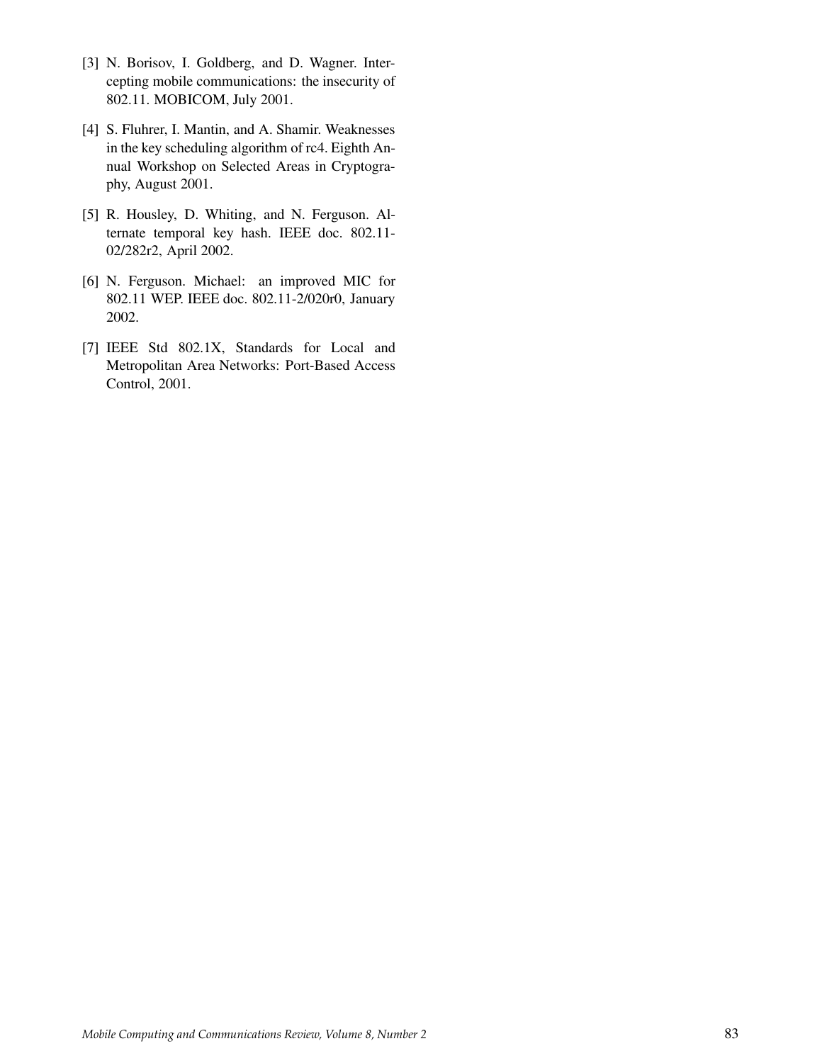[3] N. Borisov, I. Goldberg, and D. Wagner. Intercepting mobile communications: the insecurity of 802.11. MOBICOM, July 2001.

[4] S. Fluhrer, I. Mantin, and A. Shamir. Weaknesses in the key scheduling algorithm of rc4. Eighth Annual Workshop on Selected Areas in Cryptography, August 2001.

[5] R. Housley, D. Whiting, and N. Ferguson. Alternate temporal key hash. IEEE doc. 802.11-02/282r2, April 2002.

[6] N. Ferguson. Michael: an improved MIC for 802.11 WEP. IEEE doc. 802.11-2/020r0, January 2002.

[7] IEEE Std 802.1X, Standards for Local and Metropolitan Area Networks: Port-Based Access Control, 2001.